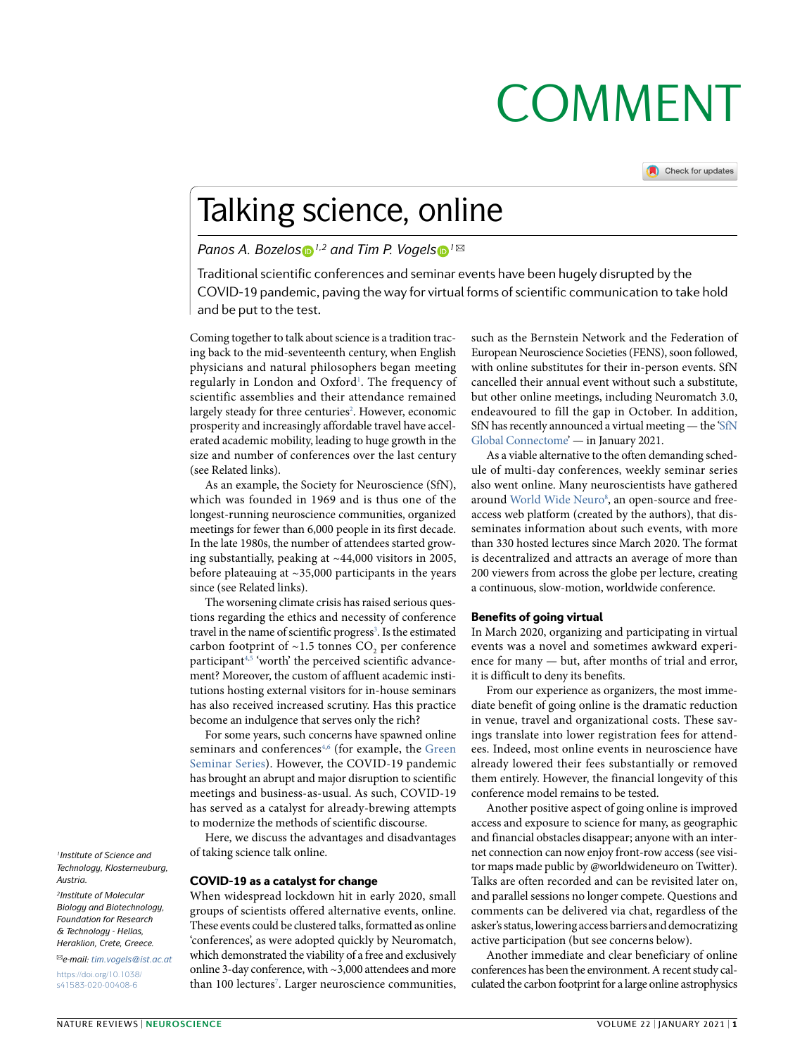COMMENT

# Talking science, online

*Panos A. Bozelos*[1,2] *and Tim P. Vogels*[1]✉

Traditional scientific conferences and seminar events have been hugely disrupted by the COVID-19 pandemic, paving the way for virtual forms of scientific communication to take hold and be put to the test.

Coming together to talk about science is a tradition tracing back to the mid-seventeenth century, when English physicians and natural philosophers began meeting regularly in London and Oxford[1]. The frequency of scientific assemblies and their attendance remained largely steady for three centuries[2]. However, economic prosperity and increasingly affordable travel have accelerated academic mobility, leading to huge growth in the size and number of conferences over the last century (see Related links).

As an example, the Society for Neuroscience (SfN), which was founded in 1969 and is thus one of the longest-running neuroscience communities, organized meetings for fewer than 6,000 people in its first decade. In the late 1980s, the number of attendees started growing substantially, peaking at ~44,000 visitors in 2005, before plateauing at ~35,000 participants in the years since (see Related links).

The worsening climate crisis has raised serious questions regarding the ethics and necessity of conference travel in the name of scientific progress[3]. Is the estimated carbon footprint of ~1.5 tonnes $CO_2$ per conference participant[4,5] 'worth' the perceived scientific advancement? Moreover, the custom of affluent academic institutions hosting external visitors for in-house seminars has also received increased scrutiny. Has this practice become an indulgence that serves only the rich?

For some years, such concerns have spawned online seminars and conferences[4,6] (for example, the Green Seminar Series). However, the COVID-19 pandemic has brought an abrupt and major disruption to scientific meetings and business-as-usual. As such, COVID-19 has served as a catalyst for already-brewing attempts to modernize the methods of scientific discourse.

Here, we discuss the advantages and disadvantages of taking science talk online.

### COVID-19 as a catalyst for change

When widespread lockdown hit in early 2020, small groups of scientists offered alternative events, online. These events could be clustered talks, formatted as online 'conferences', as were adopted quickly by Neuromatch, which demonstrated the viability of a free and exclusively online 3-day conference, with ~3,000 attendees and more than 100 lectures[7]. Larger neuroscience communities, such as the Bernstein Network and the Federation of European Neuroscience Societies (FENS), soon followed, with online substitutes for their in-person events. SfN cancelled their annual event without such a substitute, but other online meetings, including Neuromatch 3.0, endeavoured to fill the gap in October. In addition, SfN has recently announced a virtual meeting — the 'SfN Global Connectome' — in January 2021.

As a viable alternative to the often demanding schedule of multi-day conferences, weekly seminar series also went online. Many neuroscientists have gathered around World Wide Neuro[8], an open-source and free-access web platform (created by the authors), that disseminates information about such events, with more than 330 hosted lectures since March 2020. The format is decentralized and attracts an average of more than 200 viewers from across the globe per lecture, creating a continuous, slow-motion, worldwide conference.

### Benefits of going virtual

In March 2020, organizing and participating in virtual events was a novel and sometimes awkward experience for many — but, after months of trial and error, it is difficult to deny its benefits.

From our experience as organizers, the most immediate benefit of going online is the dramatic reduction in venue, travel and organizational costs. These savings translate into lower registration fees for attendees. Indeed, most online events in neuroscience have already lowered their fees substantially or removed them entirely. However, the financial longevity of this conference model remains to be tested.

Another positive aspect of going online is improved access and exposure to science for many, as geographic and financial obstacles disappear; anyone with an internet connection can now enjoy front-row access (see visitor maps made public by @worldwideneuro on Twitter). Talks are often recorded and can be revisited later on, and parallel sessions no longer compete. Questions and comments can be delivered via chat, regardless of the asker's status, lowering access barriers and democratizing active participation (but see concerns below).

Another immediate and clear beneficiary of online conferences has been the environment. A recent study calculated the carbon footprint for a large online astrophysics

*[1]Institute of Science and Technology, Klosterneuburg, Austria.*

*[2]Institute of Molecular Biology and Biotechnology, Foundation for Research & Technology - Hellas, Heraklion, Crete, Greece.*

✉*e-mail: tim.vogels@ist.ac.at*

https://doi.org/10.1038/s41583-020-00408-6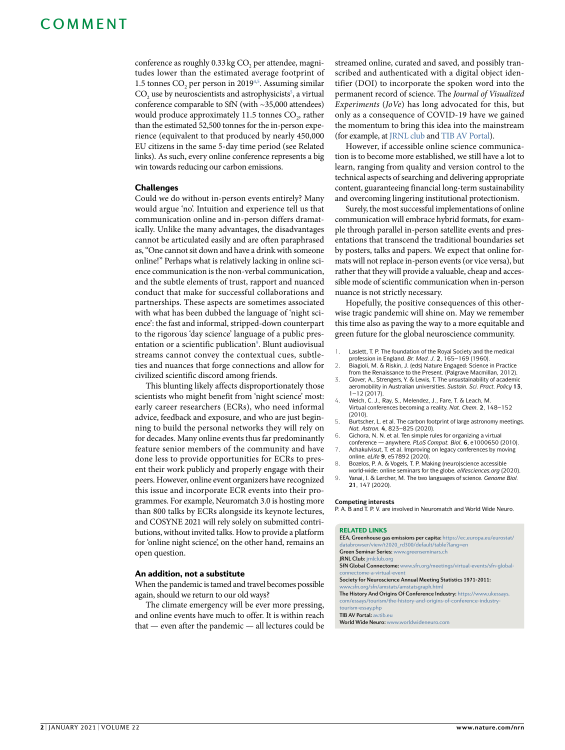conference as roughly 0.33 kg $CO_2$ per attendee, magnitudes lower than the estimated average footprint of 1.5 tonnes $CO_2$ per person in 2019[4,5]. Assuming similar $CO_2$ use by neuroscientists and astrophysicists[5], a virtual conference comparable to SfN (with ~35,000 attendees) would produce approximately 11.5 tonnes $CO_2$, rather than the estimated 52,500 tonnes for the in-person experience (equivalent to that produced by nearly 450,000 EU citizens in the same 5-day time period (see Related links). As such, every online conference represents a big win towards reducing our carbon emissions.

### Challenges

Could we do without in-person events entirely? Many would argue 'no'. Intuition and experience tell us that communication online and in-person differs dramatically. Unlike the many advantages, the disadvantages cannot be articulated easily and are often paraphrased as, "One cannot sit down and have a drink with someone online!" Perhaps what is relatively lacking in online science communication is the non-verbal communication, and the subtle elements of trust, rapport and nuanced conduct that make for successful collaborations and partnerships. These aspects are sometimes associated with what has been dubbed the language of 'night science': the fast and informal, stripped-down counterpart to the rigorous 'day science' language of a public presentation or a scientific publication[9]. Blunt audiovisual streams cannot convey the contextual cues, subtleties and nuances that forge connections and allow for civilized scientific discord among friends.

This blunting likely affects disproportionately those scientists who might benefit from 'night science' most: early career researchers (ECRs), who need informal advice, feedback and exposure, and who are just beginning to build the personal networks they will rely on for decades. Many online events thus far predominantly feature senior members of the community and have done less to provide opportunities for ECRs to present their work publicly and properly engage with their peers. However, online event organizers have recognized this issue and incorporate ECR events into their programmes. For example, Neuromatch 3.0 is hosting more than 800 talks by ECRs alongside its keynote lectures, and COSYNE 2021 will rely solely on submitted contributions, without invited talks. How to provide a platform for 'online night science', on the other hand, remains an open question.

### An addition, not a substitute

When the pandemic is tamed and travel becomes possible again, should we return to our old ways?

The climate emergency will be ever more pressing, and online events have much to offer. It is within reach that — even after the pandemic — all lectures could be streamed online, curated and saved, and possibly transcribed and authenticated with a digital object identifier (DOI) to incorporate the spoken word into the permanent record of science. The *Journal of Visualized Experiments* (*JoVe*) has long advocated for this, but only as a consequence of COVID-19 have we gained the momentum to bring this idea into the mainstream (for example, at JRNL club and TIB AV Portal).

However, if accessible online science communication is to become more established, we still have a lot to learn, ranging from quality and version control to the technical aspects of searching and delivering appropriate content, guaranteeing financial long-term sustainability and overcoming lingering institutional protectionism.

Surely, the most successful implementations of online communication will embrace hybrid formats, for example through parallel in-person satellite events and presentations that transcend the traditional boundaries set by posters, talks and papers. We expect that online formats will not replace in-person events (or vice versa), but rather that they will provide a valuable, cheap and accessible mode of scientific communication when in-person nuance is not strictly necessary.

Hopefully, the positive consequences of this otherwise tragic pandemic will shine on. May we remember this time also as paving the way to a more equitable and green future for the global neuroscience community.

1. Laslett, T. P. The foundation of the Royal Society and the medical profession in England. *Br. Med. J.* **2**, 165–169 (1960).
2. Biagioli, M. & Riskin, J. (eds) Nature Engaged: Science in Practice from the Renaissance to the Present. (Palgrave Macmillan, 2012).
3. Glover, A., Strengers, Y. & Lewis, T. The unsustainability of academic aeromobility in Australian universities. *Sustain. Sci. Pract. Policy* **13**, 1–12 (2017).
4. Welch, C. J., Ray, S., Melendez, J., Fare, T. & Leach, M. Virtual conferences becoming a reality. *Nat. Chem.* **2**, 148–152 (2010).
5. Burtscher, L. et al. The carbon footprint of large astronomy meetings. *Nat. Astron.* **4**, 823–825 (2020).
6. Gichora, N. N. et al. Ten simple rules for organizing a virtual conference — anywhere. *PLoS Comput. Biol.* **6**, e1000650 (2010).
7. Achakulvisut, T. et al. Improving on legacy conferences by moving online. *eLife* **9**, e57892 (2020).
8. Bozelos, P. A. & Vogels, T. P. Making (neuro)science accessible world-wide: online seminars for the globe. *elifesciences.org* (2020).
9. Yanai, I. & Lercher, M. The two languages of science. *Genome Biol.* **21**, 147 (2020).

#### Competing interests

P. A. B and T. P. V. are involved in Neuromatch and World Wide Neuro.

#### RELATED LINKS

**EEA, Greenhouse gas emissions per capita:** https://ec.europa.eu/eurostat/databrowser/view/t2020_rd300/default/table?lang=en
**Green Seminar Series:** www.greenseminars.ch
**JRNL Club:** jrnlclub.org
**SfN Global Connectome:** www.sfn.org/meetings/virtual-events/sfn-global-connectome-a-virtual-event
**Society for Neuroscience Annual Meeting Statistics 1971-2011:** www.sfn.org/sfn/amstats/amstatsgraph.html
**The History And Origins Of Conference Industry:** https://www.ukessays.com/essays/tourism/the-history-and-origins-of-conference-industry-tourism-essay.php
**TIB AV Portal:** av.tib.eu
**World Wide Neuro:** www.worldwideneuro.com